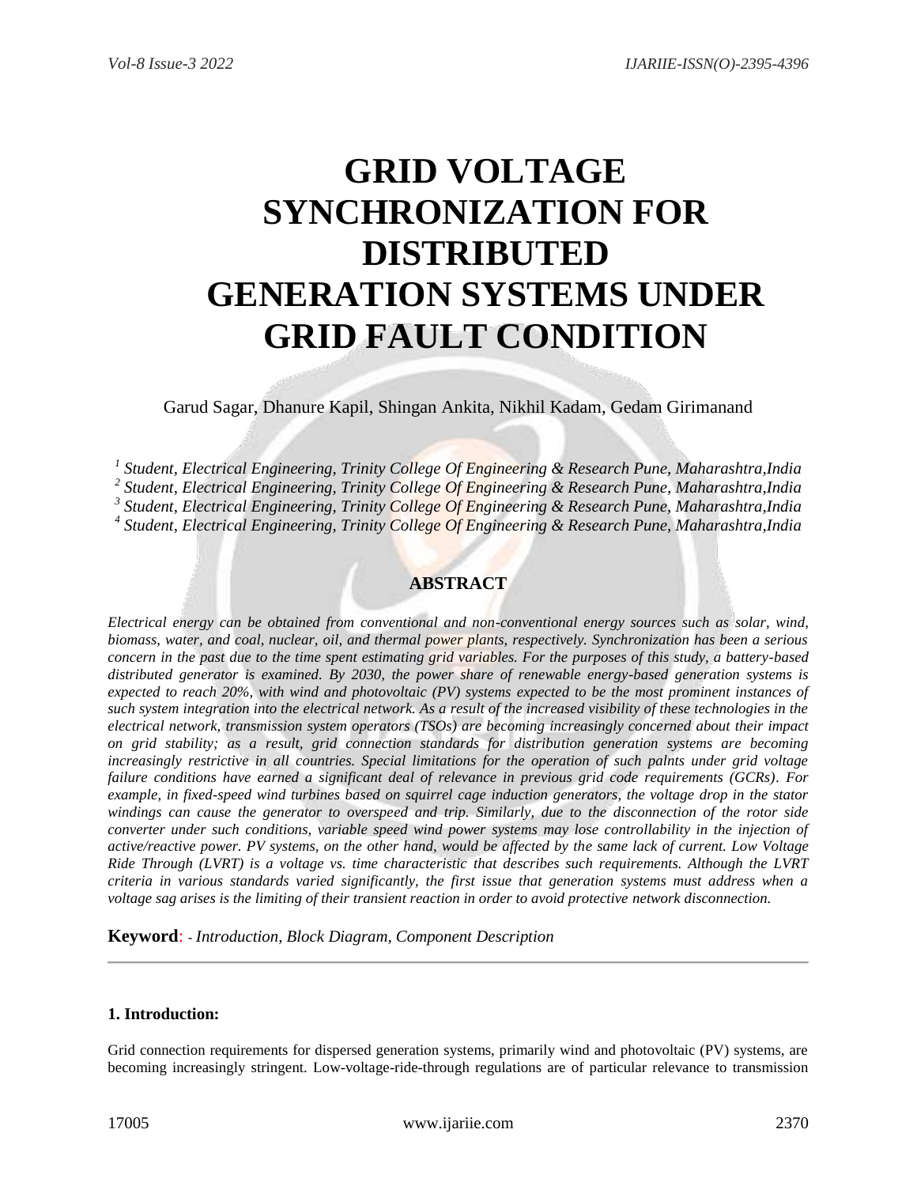# GRID VOLTAGE SYNCHRONIZATION FOR DISTRIBUTED GENERATION SYSTEMS UNDER GRID FAULT CONDITION

Garud Sagar, Dhanure Kapil, Shingan Ankita, Nikhil Kadam, Gedam Girimanand

[1] *Student, Electrical Engineering, Trinity College Of Engineering & Research Pune, Maharashtra,India*
[2] *Student, Electrical Engineering, Trinity College Of Engineering & Research Pune, Maharashtra,India*
[3] *Student, Electrical Engineering, Trinity College Of Engineering & Research Pune, Maharashtra,India*
[4] *Student, Electrical Engineering, Trinity College Of Engineering & Research Pune, Maharashtra,India*

## ABSTRACT

*Electrical energy can be obtained from conventional and non-conventional energy sources such as solar, wind, biomass, water, and coal, nuclear, oil, and thermal power plants, respectively. Synchronization has been a serious concern in the past due to the time spent estimating grid variables. For the purposes of this study, a battery-based distributed generator is examined. By 2030, the power share of renewable energy-based generation systems is expected to reach 20%, with wind and photovoltaic (PV) systems expected to be the most prominent instances of such system integration into the electrical network. As a result of the increased visibility of these technologies in the electrical network, transmission system operators (TSOs) are becoming increasingly concerned about their impact on grid stability; as a result, grid connection standards for distribution generation systems are becoming increasingly restrictive in all countries. Special limitations for the operation of such palnts under grid voltage failure conditions have earned a significant deal of relevance in previous grid code requirements (GCRs). For example, in fixed-speed wind turbines based on squirrel cage induction generators, the voltage drop in the stator windings can cause the generator to overspeed and trip. Similarly, due to the disconnection of the rotor side converter under such conditions, variable speed wind power systems may lose controllability in the injection of active/reactive power. PV systems, on the other hand, would be affected by the same lack of current. Low Voltage Ride Through (LVRT) is a voltage vs. time characteristic that describes such requirements. Although the LVRT criteria in various standards varied significantly, the first issue that generation systems must address when a voltage sag arises is the limiting of their transient reaction in order to avoid protective network disconnection.*

**Keyword**: - *Introduction, Block Diagram, Component Description*

---

**1. Introduction:**

Grid connection requirements for dispersed generation systems, primarily wind and photovoltaic (PV) systems, are becoming increasingly stringent. Low-voltage-ride-through regulations are of particular relevance to transmission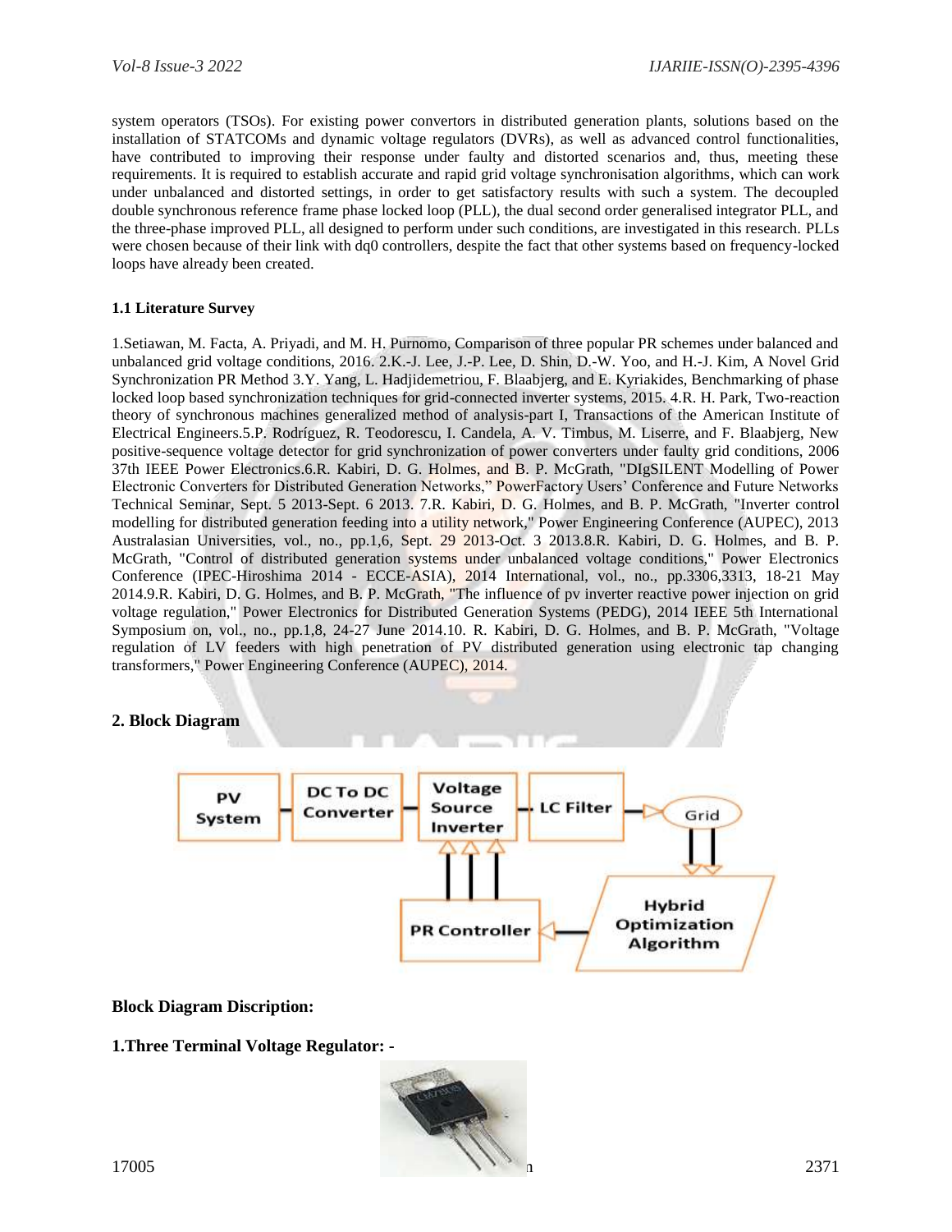system operators (TSOs). For existing power convertors in distributed generation plants, solutions based on the installation of STATCOMs and dynamic voltage regulators (DVRs), as well as advanced control functionalities, have contributed to improving their response under faulty and distorted scenarios and, thus, meeting these requirements. It is required to establish accurate and rapid grid voltage synchronisation algorithms, which can work under unbalanced and distorted settings, in order to get satisfactory results with such a system. The decoupled double synchronous reference frame phase locked loop (PLL), the dual second order generalised integrator PLL, and the three-phase improved PLL, all designed to perform under such conditions, are investigated in this research. PLLs were chosen because of their link with dq0 controllers, despite the fact that other systems based on frequency-locked loops have already been created.

### 1.1 Literature Survey

1.Setiawan, M. Facta, A. Priyadi, and M. H. Purnomo, Comparison of three popular PR schemes under balanced and unbalanced grid voltage conditions, 2016. 2.K.-J. Lee, J.-P. Lee, D. Shin, D.-W. Yoo, and H.-J. Kim, A Novel Grid Synchronization PR Method 3.Y. Yang, L. Hadjidemetriou, F. Blaabjerg, and E. Kyriakides, Benchmarking of phase locked loop based synchronization techniques for grid-connected inverter systems, 2015. 4.R. H. Park, Two-reaction theory of synchronous machines generalized method of analysis-part I, Transactions of the American Institute of Electrical Engineers.5.P. Rodríguez, R. Teodorescu, I. Candela, A. V. Timbus, M. Liserre, and F. Blaabjerg, New positive-sequence voltage detector for grid synchronization of power converters under faulty grid conditions, 2006 37th IEEE Power Electronics.6.R. Kabiri, D. G. Holmes, and B. P. McGrath, "DIgSILENT Modelling of Power Electronic Converters for Distributed Generation Networks," PowerFactory Users' Conference and Future Networks Technical Seminar, Sept. 5 2013-Sept. 6 2013. 7.R. Kabiri, D. G. Holmes, and B. P. McGrath, "Inverter control modelling for distributed generation feeding into a utility network," Power Engineering Conference (AUPEC), 2013 Australasian Universities, vol., no., pp.1,6, Sept. 29 2013-Oct. 3 2013.8.R. Kabiri, D. G. Holmes, and B. P. McGrath, "Control of distributed generation systems under unbalanced voltage conditions," Power Electronics Conference (IPEC-Hiroshima 2014 - ECCE-ASIA), 2014 International, vol., no., pp.3306,3313, 18-21 May 2014.9.R. Kabiri, D. G. Holmes, and B. P. McGrath, "The influence of pv inverter reactive power injection on grid voltage regulation," Power Electronics for Distributed Generation Systems (PEDG), 2014 IEEE 5th International Symposium on, vol., no., pp.1,8, 24-27 June 2014.10. R. Kabiri, D. G. Holmes, and B. P. McGrath, "Voltage regulation of LV feeders with high penetration of PV distributed generation using electronic tap changing transformers," Power Engineering Conference (AUPEC), 2014.

## 2. Block Diagram

PV System → DC To DC Converter → Voltage Source Inverter → LC Filter → Grid → Hybrid Optimization Algorithm → PR Controller → Voltage Source Inverter

**Block Diagram Discription:**

**1.Three Terminal Voltage Regulator: -**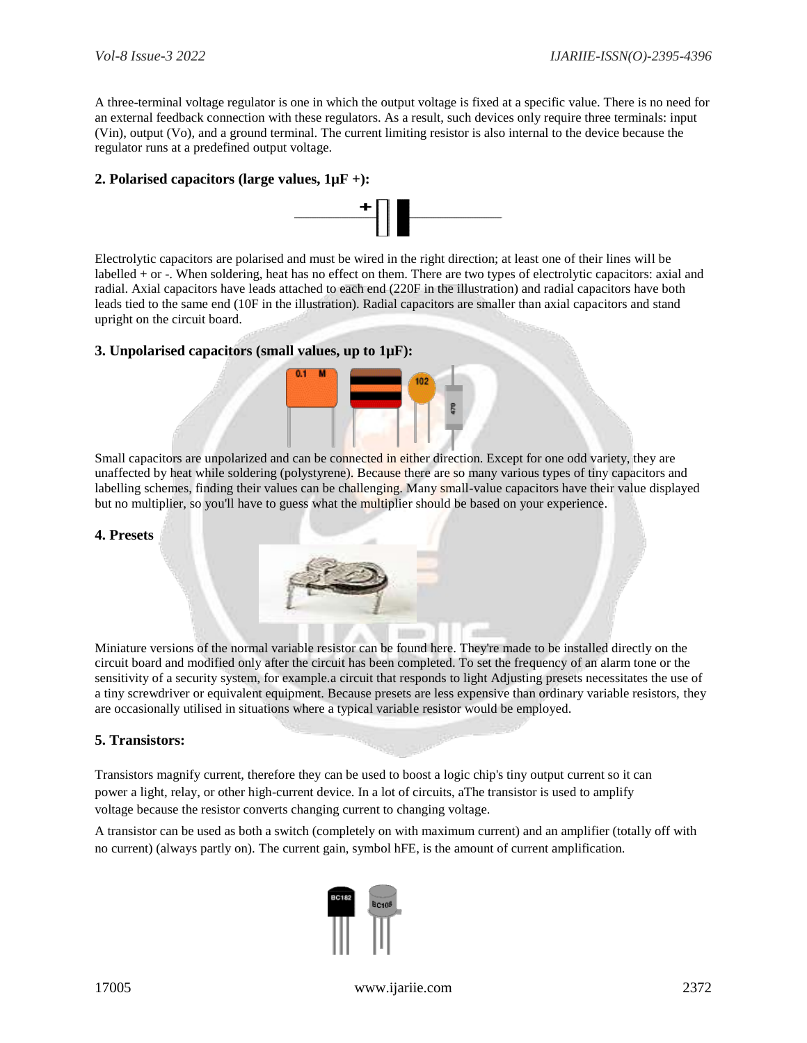A three-terminal voltage regulator is one in which the output voltage is fixed at a specific value. There is no need for an external feedback connection with these regulators. As a result, such devices only require three terminals: input (Vin), output (Vo), and a ground terminal. The current limiting resistor is also internal to the device because the regulator runs at a predefined output voltage.

**2. Polarised capacitors (large values, 1µF +):**

Electrolytic capacitors are polarised and must be wired in the right direction; at least one of their lines will be labelled + or -. When soldering, heat has no effect on them. There are two types of electrolytic capacitors: axial and radial. Axial capacitors have leads attached to each end (220F in the illustration) and radial capacitors have both leads tied to the same end (10F in the illustration). Radial capacitors are smaller than axial capacitors and stand upright on the circuit board.

**3. Unpolarised capacitors (small values, up to 1µF):**

Small capacitors are unpolarized and can be connected in either direction. Except for one odd variety, they are unaffected by heat while soldering (polystyrene). Because there are so many various types of tiny capacitors and labelling schemes, finding their values can be challenging. Many small-value capacitors have their value displayed but no multiplier, so you'll have to guess what the multiplier should be based on your experience.

**4. Presets**

Miniature versions of the normal variable resistor can be found here. They're made to be installed directly on the circuit board and modified only after the circuit has been completed. To set the frequency of an alarm tone or the sensitivity of a security system, for example.a circuit that responds to light Adjusting presets necessitates the use of a tiny screwdriver or equivalent equipment. Because presets are less expensive than ordinary variable resistors, they are occasionally utilised in situations where a typical variable resistor would be employed.

**5. Transistors:**

Transistors magnify current, therefore they can be used to boost a logic chip's tiny output current so it can power a light, relay, or other high-current device. In a lot of circuits, aThe transistor is used to amplify voltage because the resistor converts changing current to changing voltage.

A transistor can be used as both a switch (completely on with maximum current) and an amplifier (totally off with no current) (always partly on). The current gain, symbol hFE, is the amount of current amplification.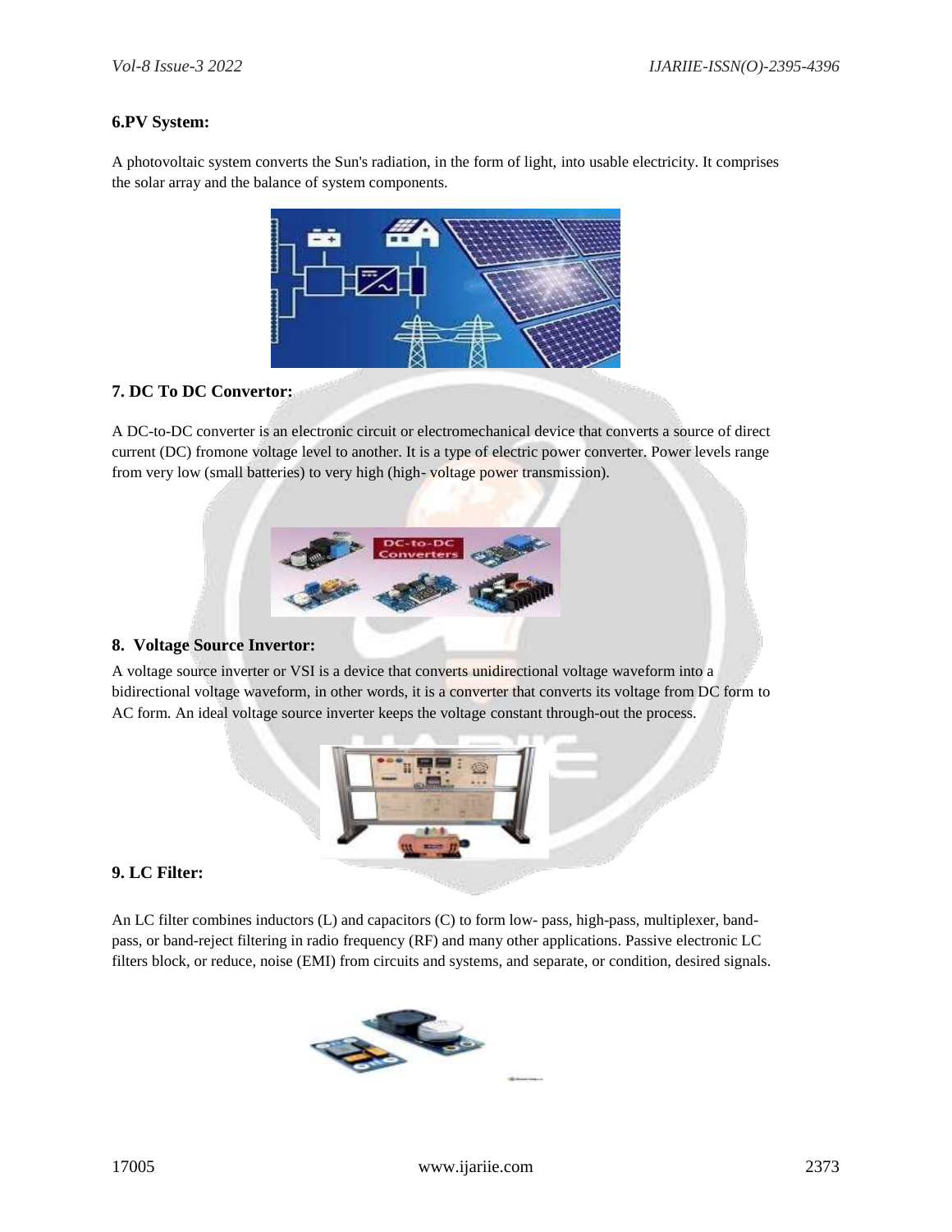## 6.PV System:

A photovoltaic system converts the Sun's radiation, in the form of light, into usable electricity. It comprises the solar array and the balance of system components.

## 7. DC To DC Convertor:

A DC-to-DC converter is an electronic circuit or electromechanical device that converts a source of direct current (DC) fromone voltage level to another. It is a type of electric power converter. Power levels range from very low (small batteries) to very high (high- voltage power transmission).

## 8. Voltage Source Invertor:

A voltage source inverter or VSI is a device that converts unidirectional voltage waveform into a bidirectional voltage waveform, in other words, it is a converter that converts its voltage from DC form to AC form. An ideal voltage source inverter keeps the voltage constant through-out the process.

## 9. LC Filter:

An LC filter combines inductors (L) and capacitors (C) to form low- pass, high-pass, multiplexer, band-pass, or band-reject filtering in radio frequency (RF) and many other applications. Passive electronic LC filters block, or reduce, noise (EMI) from circuits and systems, and separate, or condition, desired signals.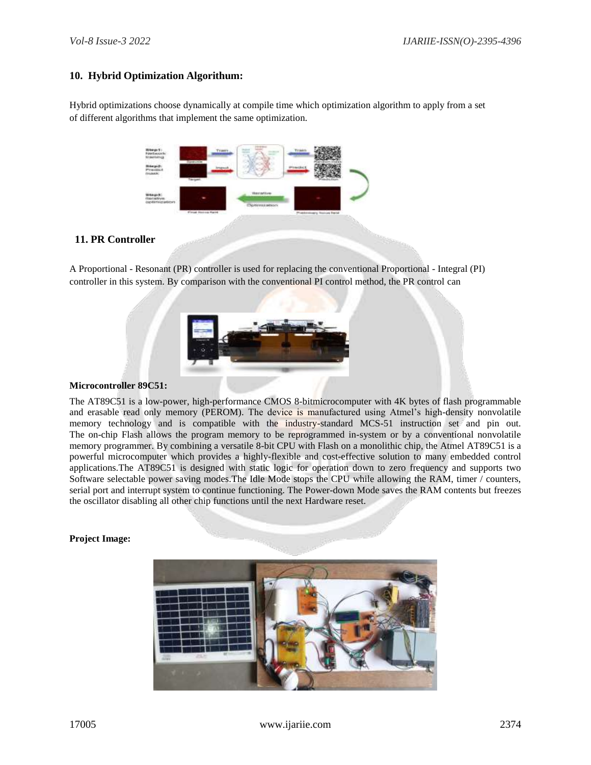## 10. Hybrid Optimization Algorithum:

Hybrid optimizations choose dynamically at compile time which optimization algorithm to apply from a set of different algorithms that implement the same optimization.

## 11. PR Controller

A Proportional - Resonant (PR) controller is used for replacing the conventional Proportional - Integral (PI) controller in this system. By comparison with the conventional PI control method, the PR control can

**Microcontroller 89C51:**

The AT89C51 is a low-power, high-performance CMOS 8-bitmicrocomputer with 4K bytes of flash programmable and erasable read only memory (PEROM). The device is manufactured using Atmel's high-density nonvolatile memory technology and is compatible with the industry-standard MCS-51 instruction set and pin out. The on-chip Flash allows the program memory to be reprogrammed in-system or by a conventional nonvolatile memory programmer. By combining a versatile 8-bit CPU with Flash on a monolithic chip, the Atmel AT89C51 is a powerful microcomputer which provides a highly-flexible and cost-effective solution to many embedded control applications.The AT89C51 is designed with static logic for operation down to zero frequency and supports two Software selectable power saving modes.The Idle Mode stops the CPU while allowing the RAM, timer / counters, serial port and interrupt system to continue functioning. The Power-down Mode saves the RAM contents but freezes the oscillator disabling all other chip functions until the next Hardware reset.

**Project Image:**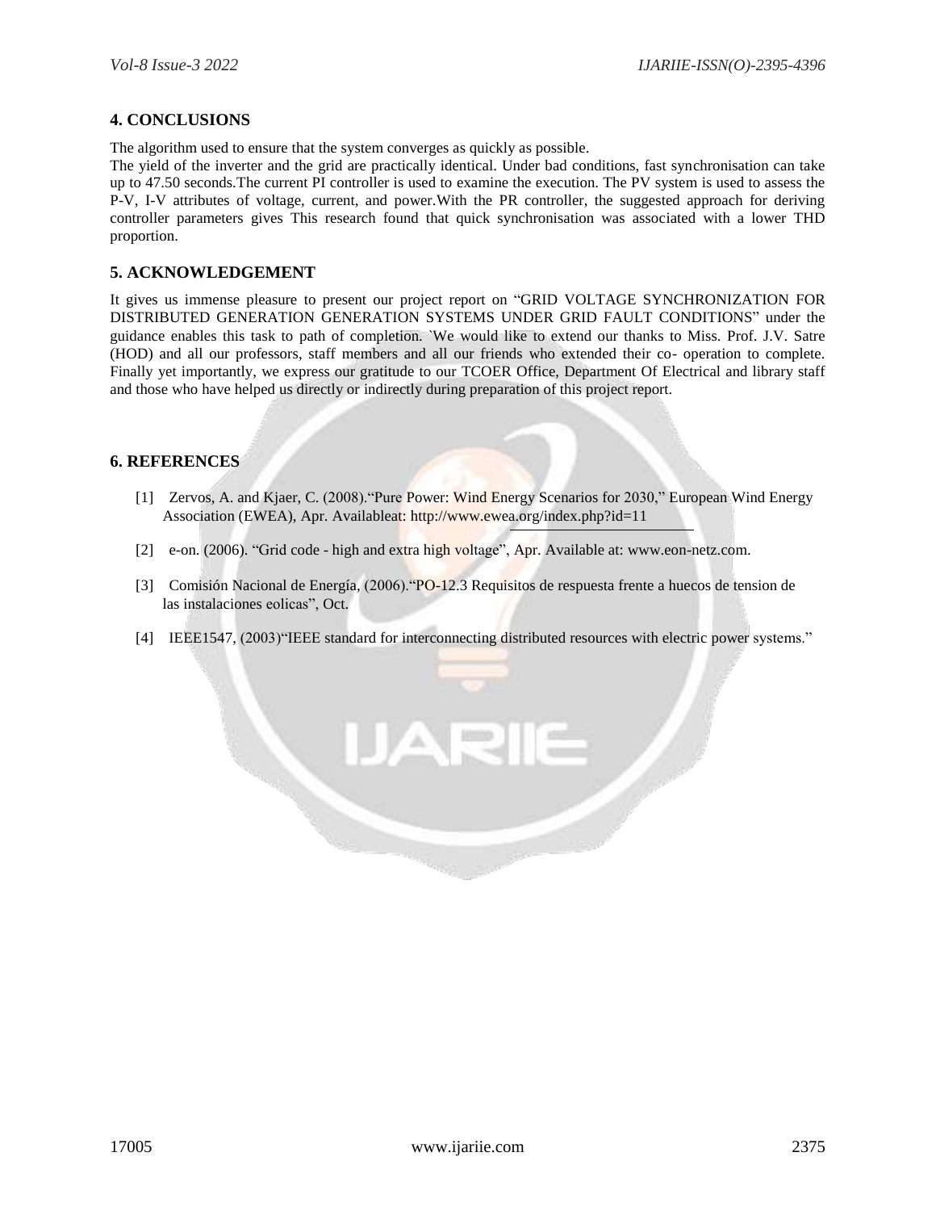## 4. CONCLUSIONS

The algorithm used to ensure that the system converges as quickly as possible.

The yield of the inverter and the grid are practically identical. Under bad conditions, fast synchronisation can take up to 47.50 seconds.The current PI controller is used to examine the execution. The PV system is used to assess the P-V, I-V attributes of voltage, current, and power.With the PR controller, the suggested approach for deriving controller parameters gives This research found that quick synchronisation was associated with a lower THD proportion.

## 5. ACKNOWLEDGEMENT

It gives us immense pleasure to present our project report on "GRID VOLTAGE SYNCHRONIZATION FOR DISTRIBUTED GENERATION GENERATION SYSTEMS UNDER GRID FAULT CONDITIONS" under the guidance enables this task to path of completion. `We would like to extend our thanks to Miss. Prof. J.V. Satre (HOD) and all our professors, staff members and all our friends who extended their co- operation to complete. Finally yet importantly, we express our gratitude to our TCOER Office, Department Of Electrical and library staff and those who have helped us directly or indirectly during preparation of this project report.

## 6. REFERENCES

[1] Zervos, A. and Kjaer, C. (2008)."Pure Power: Wind Energy Scenarios for 2030," European Wind Energy Association (EWEA), Apr. Availableat: http://www.ewea.org/index.php?id=11

[2] e-on. (2006). "Grid code - high and extra high voltage", Apr. Available at: www.eon-netz.com.

[3] Comisión Nacional de Energía, (2006)."PO-12.3 Requisitos de respuesta frente a huecos de tension de las instalaciones eolicas", Oct.

[4] IEEE1547, (2003)"IEEE standard for interconnecting distributed resources with electric power systems."